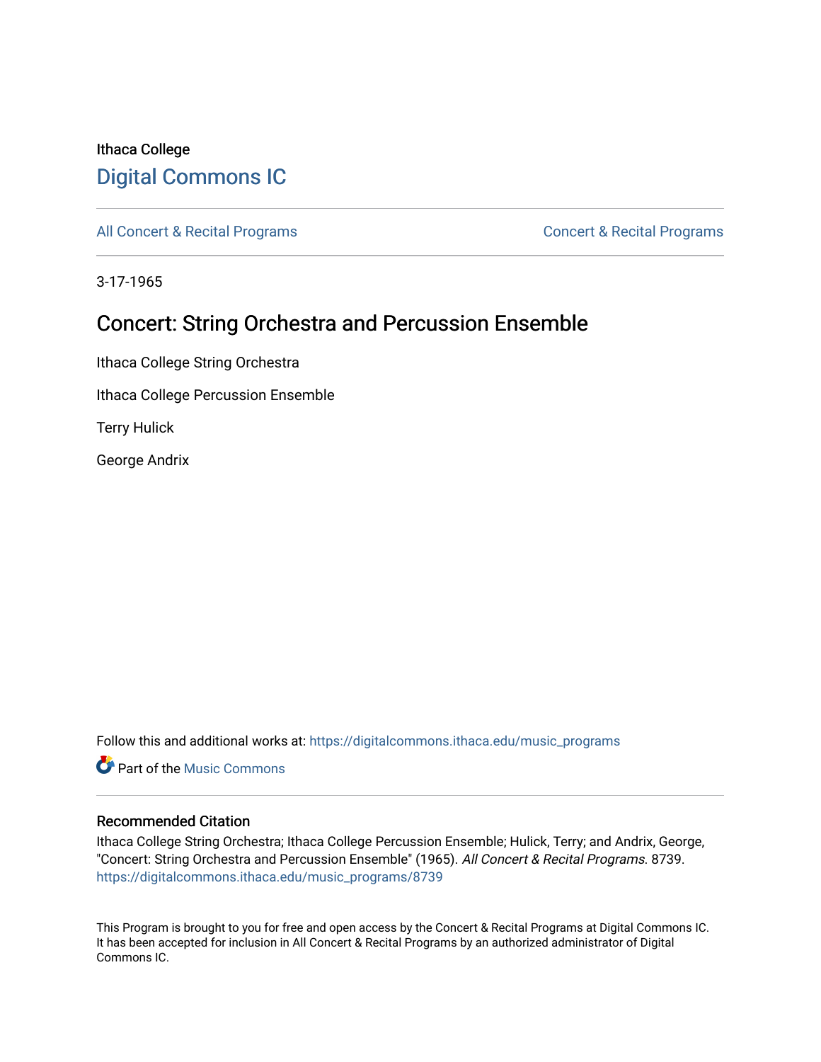Ithaca College

# Digital Commons IC

All Concert & Recital Programs | Concert & Recital Programs

3-17-1965

## Concert: String Orchestra and Percussion Ensemble

Ithaca College String Orchestra

Ithaca College Percussion Ensemble

Terry Hulick

George Andrix

Follow this and additional works at: https://digitalcommons.ithaca.edu/music_programs

Part of the Music Commons

### Recommended Citation

Ithaca College String Orchestra; Ithaca College Percussion Ensemble; Hulick, Terry; and Andrix, George, "Concert: String Orchestra and Percussion Ensemble" (1965). *All Concert & Recital Programs*. 8739.
https://digitalcommons.ithaca.edu/music_programs/8739

This Program is brought to you for free and open access by the Concert & Recital Programs at Digital Commons IC. It has been accepted for inclusion in All Concert & Recital Programs by an authorized administrator of Digital Commons IC.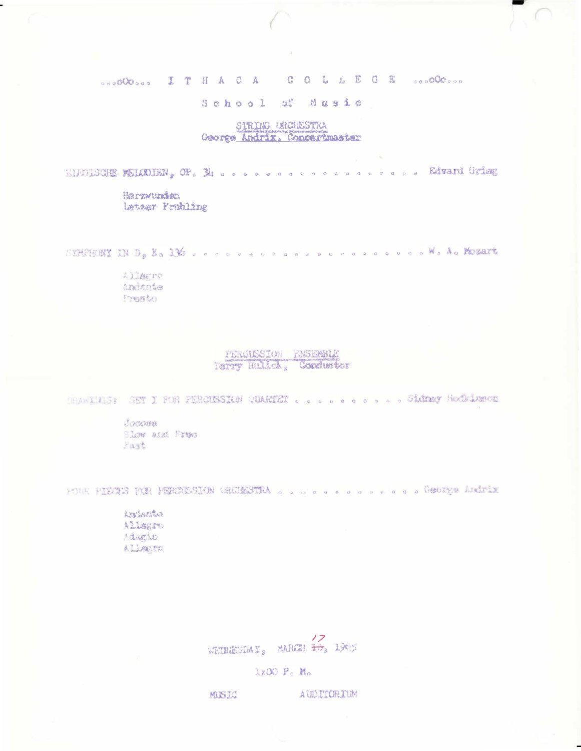...oOo... I T H A C A   C O L L E G E ...oOo...

School of Music

STRING ORCHESTRA
George Andrix, Concertmaster

ELEGISCHE MELODIEN, OP. 34 . . . . . . . . . . . . . . . . . . . . Edvard Grieg

Herzwunden
Letzer Fruhling

SYMPHONY IN D, K. 136 . . . . . . . . . . . . . . . . . . . . . . W. A. Mozart

Allegro
Andante
Presto

PERCUSSION ENSEMBLE
Terry Hulick, Conductor

DRAWINGS: SET I FOR PERCUSSION QUARTET . . . . . . . . . . Sidney Hodkinson

Jocose
Slow and Free
Fast

FOUR PIECES FOR PERCUSSION ORCHESTRA . . . . . . . . . . . . . George Andrix

Andante
Allegro
Adagio
Allegro

WEDNESDAY, MARCH ~~10~~ 17, 1965

1:00 P. M.

MUSIC AUDITORIUM